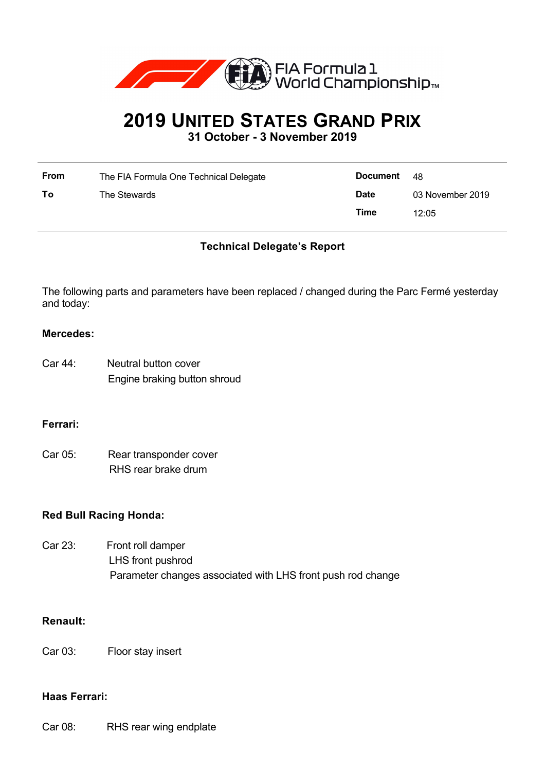FIA Formula 1 World Championship™

# 2019 United States Grand Prix

**31 October - 3 November 2019**

| **From** | The FIA Formula One Technical Delegate | **Document** | 48 |
|---|---|---|---|
| **To** | The Stewards | **Date** | 03 November 2019 |
| | | **Time** | 12:05 |

### Technical Delegate's Report

The following parts and parameters have been replaced / changed during the Parc Fermé yesterday and today:

**Mercedes:**

Car 44: Neutral button cover
Engine braking button shroud

**Ferrari:**

Car 05: Rear transponder cover
RHS rear brake drum

**Red Bull Racing Honda:**

Car 23: Front roll damper
LHS front pushrod
Parameter changes associated with LHS front push rod change

**Renault:**

Car 03: Floor stay insert

**Haas Ferrari:**

Car 08: RHS rear wing endplate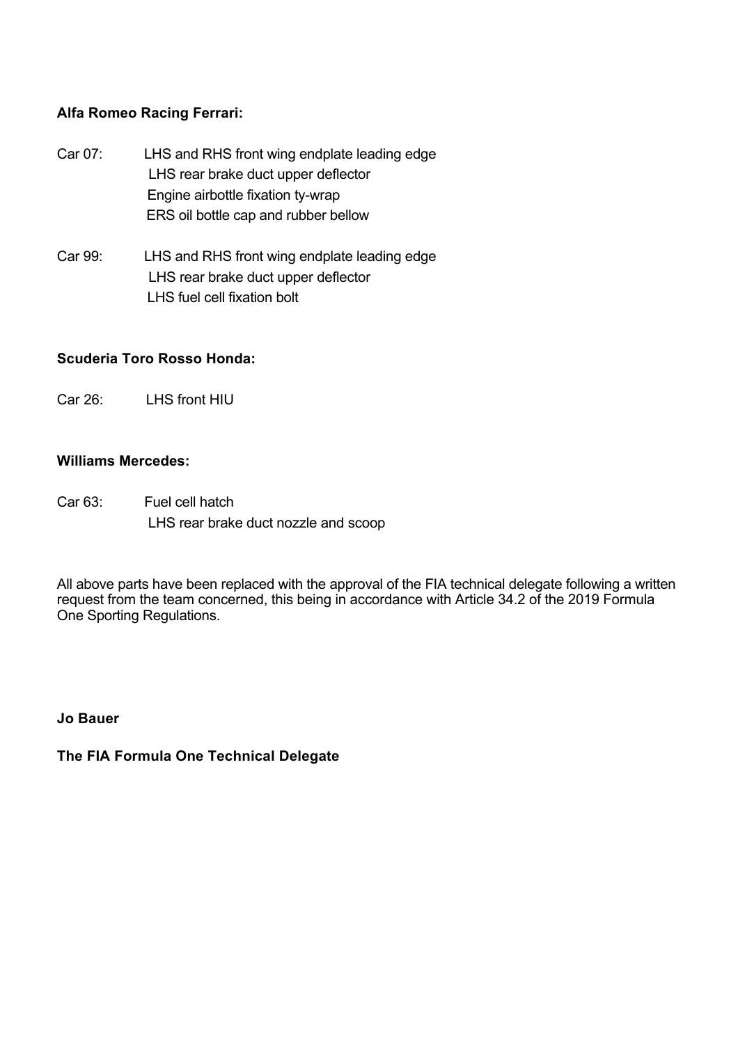**Alfa Romeo Racing Ferrari:**

Car 07: LHS and RHS front wing endplate leading edge
LHS rear brake duct upper deflector
Engine airbottle fixation ty-wrap
ERS oil bottle cap and rubber bellow

Car 99: LHS and RHS front wing endplate leading edge
LHS rear brake duct upper deflector
LHS fuel cell fixation bolt

**Scuderia Toro Rosso Honda:**

Car 26: LHS front HIU

**Williams Mercedes:**

Car 63: Fuel cell hatch
LHS rear brake duct nozzle and scoop

All above parts have been replaced with the approval of the FIA technical delegate following a written request from the team concerned, this being in accordance with Article 34.2 of the 2019 Formula One Sporting Regulations.

**Jo Bauer**

**The FIA Formula One Technical Delegate**